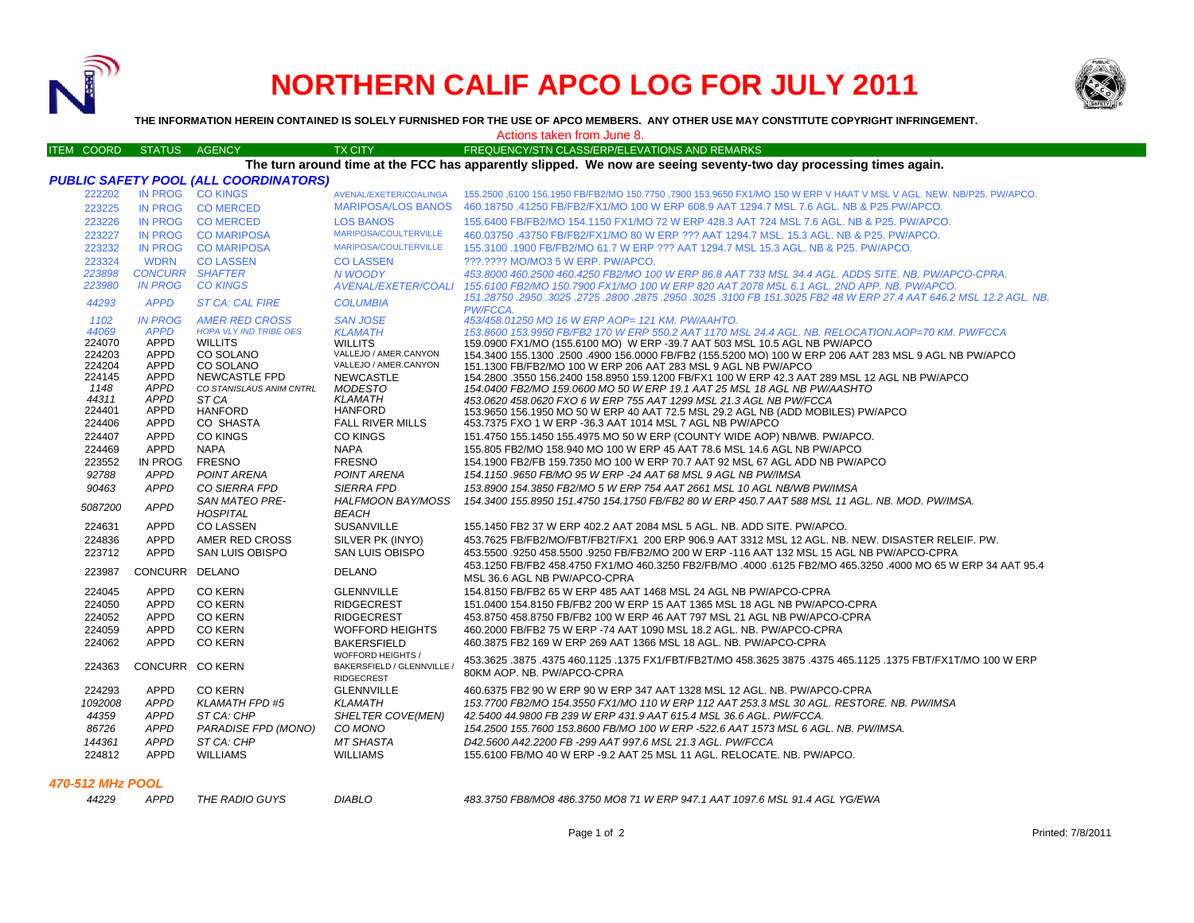# NORTHERN CALIF APCO LOG FOR JULY 2011

**THE INFORMATION HEREIN CONTAINED IS SOLELY FURNISHED FOR THE USE OF APCO MEMBERS. ANY OTHER USE MAY CONSTITUTE COPYRIGHT INFRINGEMENT.**

Actions taken from June 8.

| ITEM COORD | STATUS | AGENCY | TX CITY | FREQUENCY/STN CLASS/ERP/ELEVATIONS AND REMARKS |
|---|---|---|---|---|

**The turn around time at the FCC has apparently slipped. We now are seeing seventy-two day processing times again.**

### *PUBLIC SAFETY POOL (ALL COORDINATORS)*

| ITEM COORD | STATUS | AGENCY | TX CITY | FREQUENCY/STN CLASS/ERP/ELEVATIONS AND REMARKS |
|---|---|---|---|---|
| 222202 | IN PROG | CO KINGS | AVENAL/EXETER/COALINGA | 155.2500 ,6100 156.1950 FB/FB2/MO 150.7750 ,7900 153.9650 FX1/MO 150 W ERP V HAAT V MSL V AGL. NEW. NB/P25. PW/APCO. |
| 223225 | IN PROG | CO MERCED | MARIPOSA/LOS BANOS | 460.18750 .41250 FB/FB2/FX1/MO 100 W ERP 608.9 AAT 1294.7 MSL 7.6 AGL. NB & P25.PW/APCO. |
| 223226 | IN PROG | CO MERCED | LOS BANOS | 155.6400 FB/FB2/MO 154.1150 FX1/MO 72 W ERP 428.3 AAT 724 MSL 7.6 AGL. NB & P25. PW/APCO. |
| 223227 | IN PROG | CO MARIPOSA | MARIPOSA/COULTERVILLE | 460.03750 .43750 FB/FB2/FX1/MO 80 W ERP ??? AAT 1294.7 MSL. 15.3 AGL. NB & P25. PW/APCO. |
| 223232 | IN PROG | CO MARIPOSA | MARIPOSA/COULTERVILLE | 155.3100 .1900 FB/FB2/MO 61.7 W ERP ??? AAT 1294.7 MSL 15.3 AGL. NB & P25. PW/APCO. |
| 223324 | WDRN | CO LASSEN | CO LASSEN | ???.???? MO/MO3 5 W ERP. PW/APCO. |
| *223898* | *CONCURR* | *SHAFTER* | *N WOODY* | *453.8000 460.2500 460.4250 FB2/MO 100 W ERP 86.8 AAT 733 MSL 34.4 AGL. ADDS SITE. NB. PW/APCO-CPRA.* |
| *223980* | *IN PROG* | *CO KINGS* | *AVENAL/EXETER/COALI* | *155.6100 FB2/MO 150.7900 FX1/MO 100 W ERP 820 AAT 2078 MSL 6.1 AGL. 2ND APP. NB. PW/APCO.* |
| *44293* | *APPD* | *ST CA: CAL FIRE* | *COLUMBIA* | *151.28750 .2950 .3025 .2725 .2800 .2875 .2950 .3025 .3100 FB 151.3025 FB2 48 W ERP 27.4 AAT 646.2 MSL 12.2 AGL. NB. PW/FCCA.* |
| *1102* | *IN PROG* | *AMER RED CROSS* | *SAN JOSE* | *453/458.01250 MO 16 W ERP AOP= 121 KM. PW/AAHTO.* |
| *44069* | *APPD* | *HOPA VLY IND TRIBE OES* | *KLAMATH* | *153.8600 153.9950 FB/FB2 170 W ERP 550.2 AAT 1170 MSL 24.4 AGL. NB. RELOCATION.AOP=70 KM. PW/FCCA* |
| 224070 | APPD | WILLITS | WILLITS | 159.0900 FX1/MO (155.6100 MO) W ERP -39.7 AAT 503 MSL 10.5 AGL NB PW/APCO |
| 224203 | APPD | CO SOLANO | VALLEJO / AMER.CANYON | 154.3400 155.1300 .2500 .4900 156.0000 FB/FB2 (155.5200 MO) 100 W ERP 206 AAT 283 MSL 9 AGL NB PW/APCO |
| 224204 | APPD | CO SOLANO | VALLEJO / AMER.CANYON | 151.1300 FB/FB2/MO 100 W ERP 206 AAT 283 MSL 9 AGL NB PW/APCO |
| 224145 | APPD | NEWCASTLE FPD | NEWCASTLE | 154.2800 .3550 156.2400 158.8950 159.1200 FB/FX1 100 W ERP 42.3 AAT 289 MSL 12 AGL NB PW/APCO |
| *1148* | *APPD* | *CO STANISLAUS ANIM CNTRL* | *MODESTO* | *154.0400 FB2/MO 159.0600 MO 50 W ERP 19.1 AAT 25 MSL 18 AGL NB PW/AASHTO* |
| *44311* | *APPD* | *ST CA* | *KLAMATH* | *453.0620 458.0620 FXO 6 W ERP 755 AAT 1299 MSL 21.3 AGL NB PW/FCCA* |
| 224401 | APPD | HANFORD | HANFORD | 153.9650 156.1950 MO 50 W ERP 40 AAT 72.5 MSL 29.2 AGL NB (ADD MOBILES) PW/APCO |
| 224406 | APPD | CO SHASTA | FALL RIVER MILLS | 453.7375 FXO 1 W ERP -36.3 AAT 1014 MSL 7 AGL NB PW/APCO |
| 224407 | APPD | CO KINGS | CO KINGS | 151.4750 155.1450 155.4975 MO 50 W ERP (COUNTY WIDE AOP) NB/WB. PW/APCO. |
| 224469 | APPD | NAPA | NAPA | 155.805 FB2/MO 158.940 MO 100 W ERP 45 AAT 78.6 MSL 14.6 AGL NB PW/APCO |
| 223552 | IN PROG | FRESNO | FRESNO | 154.1900 FB2/FB 159.7350 MO 100 W ERP 70.7 AAT 92 MSL 67 AGL ADD NB PW/APCO |
| *92788* | *APPD* | *POINT ARENA* | *POINT ARENA* | *154.1150 .9650 FB/MO 95 W ERP -24 AAT 68 MSL 9 AGL NB PW/IMSA* |
| *90463* | *APPD* | *CO SIERRA FPD* | *SIERRA FPD* | *153.8900 154.3850 FB2/MO 5 W ERP 754 AAT 2661 MSL 10 AGL NB/WB PW/IMSA* |
| *5087200* | *APPD* | *SAN MATEO PRE-HOSPITAL* | *HALFMOON BAY/MOSS BEACH* | *154.3400 155.8950 151.4750 154.1750 FB/FB2 80 W ERP 450.7 AAT 588 MSL 11 AGL. NB. MOD. PW/IMSA.* |
| 224631 | APPD | CO LASSEN | SUSANVILLE | 155.1450 FB2 37 W ERP 402.2 AAT 2084 MSL 5 AGL. NB. ADD SITE. PW/APCO. |
| 224836 | APPD | AMER RED CROSS | SILVER PK (INYO) | 453.7625 FB/FB2/MO/FBT/FB2T/FX1 200 ERP 906.9 AAT 3312 MSL 12 AGL. NB. NEW. DISASTER RELEIF. PW. |
| 223712 | APPD | SAN LUIS OBISPO | SAN LUIS OBISPO | 453.5500 .9250 458.5500 .9250 FB/FB2/MO 200 W ERP -116 AAT 132 MSL 15 AGL NB PW/APCO-CPRA |
| 223987 | CONCURR | DELANO | DELANO | 453.1250 FB/FB2 458.4750 FX1/MO 460.3250 FB2/FB/MO .4000 .6125 FB2/MO 465.3250 .4000 MO 65 W ERP 34 AAT 95.4 MSL 36.6 AGL NB PW/APCO-CPRA |
| 224045 | APPD | CO KERN | GLENNVILLE | 154.8150 FB/FB2 65 W ERP 485 AAT 1468 MSL 24 AGL NB PW/APCO-CPRA |
| 224050 | APPD | CO KERN | RIDGECREST | 151.0400 154.8150 FB/FB2 200 W ERP 15 AAT 1365 MSL 18 AGL NB PW/APCO-CPRA |
| 224052 | APPD | CO KERN | RIDGECREST | 453.8750 458.8750 FB/FB2 100 W ERP 46 AAT 797 MSL 21 AGL NB PW/APCO-CPRA |
| 224059 | APPD | CO KERN | WOFFORD HEIGHTS | 460.2000 FB/FB2 75 W ERP -74 AAT 1090 MSL 18.2 AGL. NB. PW/APCO-CPRA |
| 224062 | APPD | CO KERN | BAKERSFIELD | 460.3875 FB2 169 W ERP 269 AAT 1366 MSL 18 AGL. NB. PW/APCO-CPRA |
| 224363 | CONCURR | CO KERN | WOFFORD HEIGHTS / BAKERSFIELD / GLENNVILLE / RIDGECREST | 453.3625 .3875 .4375 460.1125 .1375 FX1/FBT/FB2T/MO 458.3625 3875 .4375 465.1125 .1375 FBT/FX1T/MO 100 W ERP 80KM AOP. NB. PW/APCO-CPRA |
| 224293 | APPD | CO KERN | GLENNVILLE | 460.6375 FB2 90 W ERP 90 W ERP 347 AAT 1328 MSL 12 AGL. NB. PW/APCO-CPRA |
| *1092008* | *APPD* | *KLAMATH FPD #5* | *KLAMATH* | *153.7700 FB2/MO 154.3550 FX1/MO 110 W ERP 112 AAT 253.3 MSL 30 AGL. RESTORE. NB. PW/IMSA* |
| *44359* | *APPD* | *ST CA: CHP* | *SHELTER COVE(MEN)* | *42.5400 44.9800 FB 239 W ERP 431.9 AAT 615.4 MSL 36.6 AGL. PW/FCCA.* |
| *86726* | *APPD* | *PARADISE FPD (MONO)* | *CO MONO* | *154.2500 155.7600 153.8600 FB/MO 100 W ERP -522.6 AAT 1573 MSL 6 AGL. NB. PW/IMSA.* |
| *144361* | *APPD* | *ST CA: CHP* | *MT SHASTA* | *D42.5600 A42.2200 FB -299 AAT 997.6 MSL 21.3 AGL. PW/FCCA* |
| 224812 | APPD | WILLIAMS | WILLIAMS | 155.6100 FB/MO 40 W ERP -9.2 AAT 25 MSL 11 AGL. RELOCATE. NB. PW/APCO. |

### *470-512 MHz POOL*

| ITEM COORD | STATUS | AGENCY | TX CITY | FREQUENCY/STN CLASS/ERP/ELEVATIONS AND REMARKS |
|---|---|---|---|---|
| *44229* | *APPD* | *THE RADIO GUYS* | *DIABLO* | *483.3750 FB8/MO8 486.3750 MO8 71 W ERP 947.1 AAT 1097.6 MSL 91.4 AGL YG/EWA* |

Printed: 7/8/2011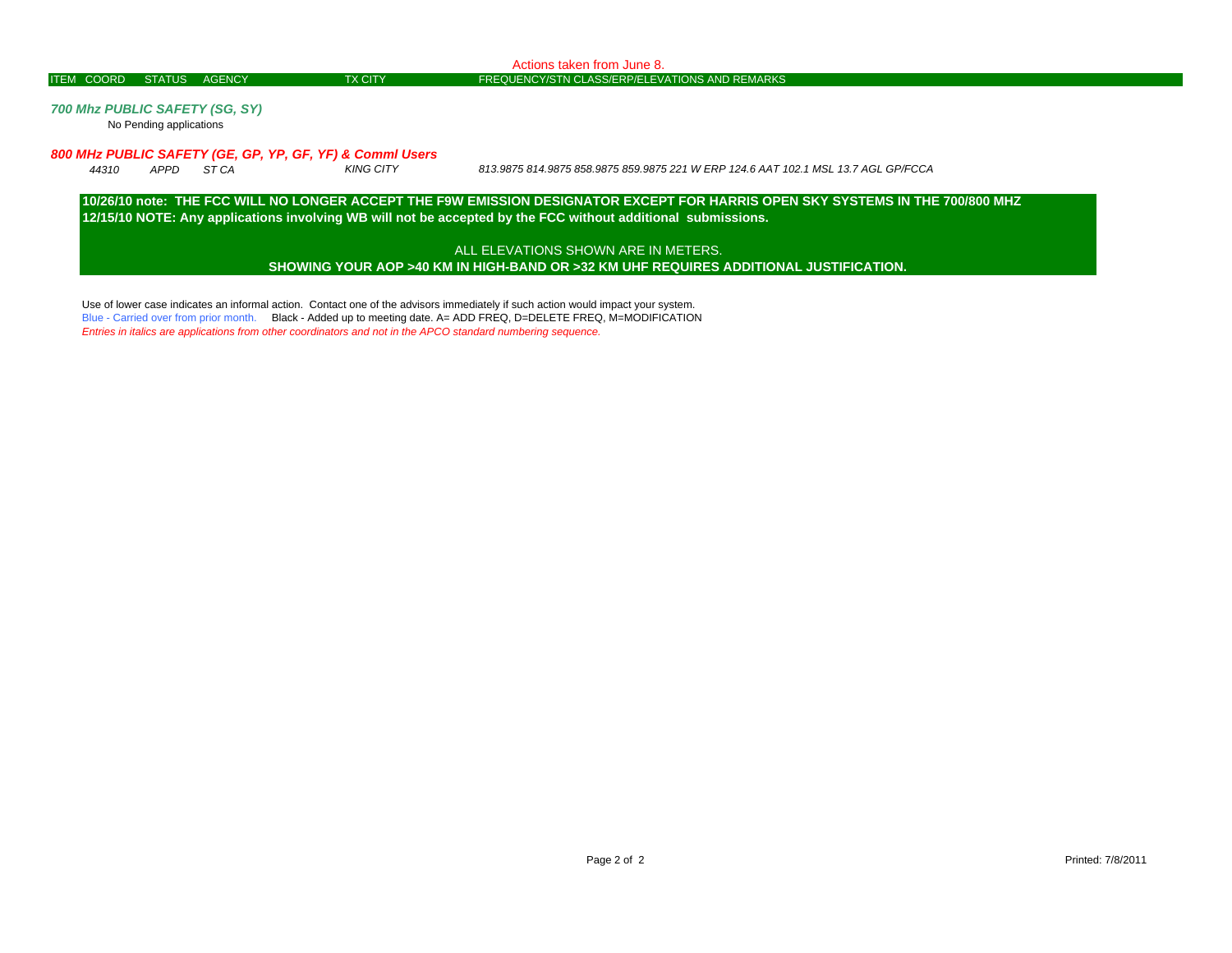Actions taken from June 8.

| ITEM | COORD | STATUS | AGENCY | TX CITY | FREQUENCY/STN CLASS/ERP/ELEVATIONS AND REMARKS |
|---|---|---|---|---|---|

### *700 Mhz PUBLIC SAFETY (SG, SY)*

No Pending applications

### *800 MHz PUBLIC SAFETY (GE, GP, YP, GF, YF) & Comml Users*

| ITEM | COORD | STATUS | AGENCY | TX CITY | FREQUENCY/STN CLASS/ERP/ELEVATIONS AND REMARKS |
|---|---|---|---|---|---|
| | *44310* | *APPD* | *ST CA* | *KING CITY* | *813.9875 814.9875 858.9875 859.9875 221 W ERP 124.6 AAT 102.1 MSL 13.7 AGL GP/FCCA* |

**10/26/10 note: THE FCC WILL NO LONGER ACCEPT THE F9W EMISSION DESIGNATOR EXCEPT FOR HARRIS OPEN SKY SYSTEMS IN THE 700/800 MHZ**
**12/15/10 NOTE: Any applications involving WB will not be accepted by the FCC without additional submissions.**

ALL ELEVATIONS SHOWN ARE IN METERS.
**SHOWING YOUR AOP >40 KM IN HIGH-BAND OR >32 KM UHF REQUIRES ADDITIONAL JUSTIFICATION.**

Use of lower case indicates an informal action. Contact one of the advisors immediately if such action would impact your system.
Blue - Carried over from prior month. Black - Added up to meeting date. A= ADD FREQ, D=DELETE FREQ, M=MODIFICATION
*Entries in italics are applications from other coordinators and not in the APCO standard numbering sequence.*

Printed: 7/8/2011